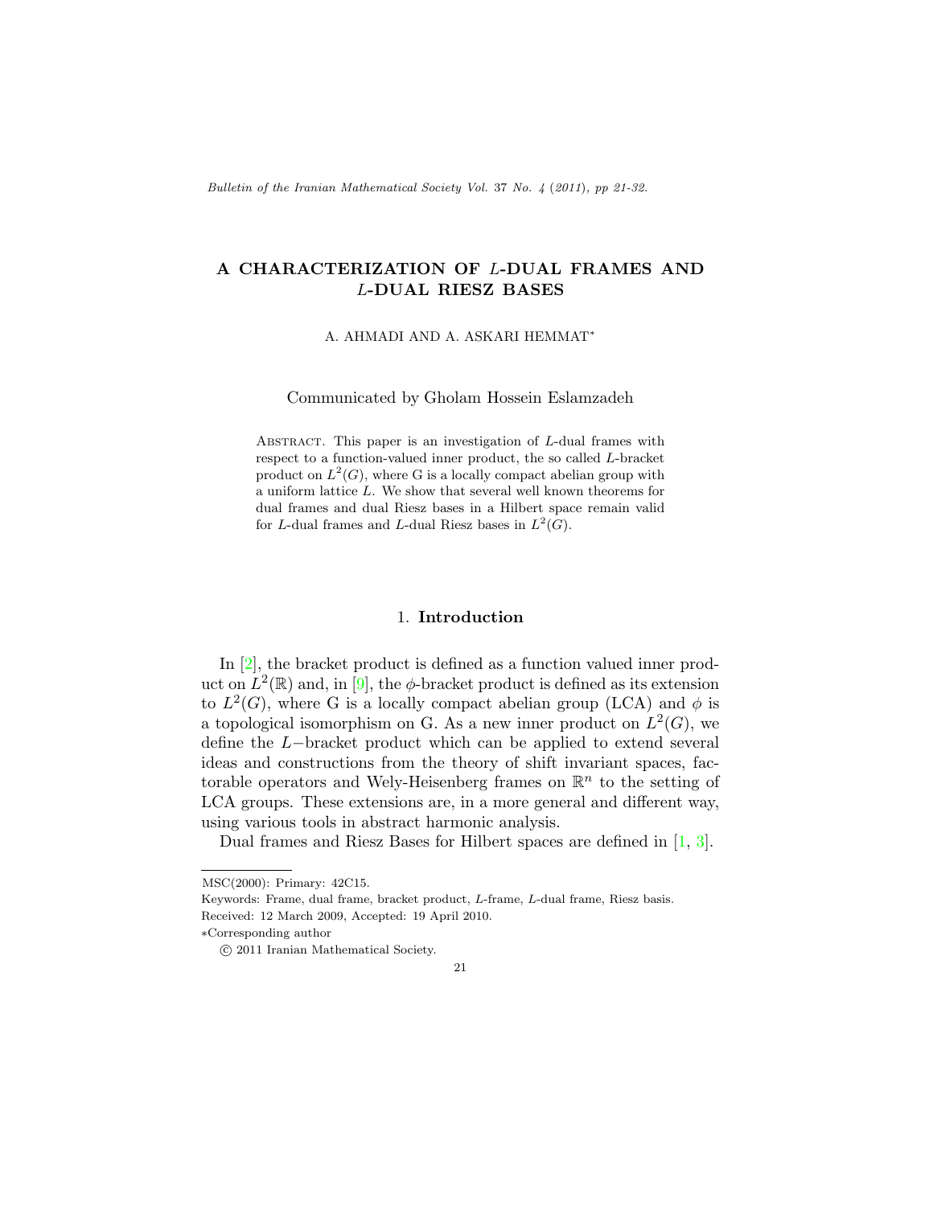# A CHARACTERIZATION OF $L$-DUAL FRAMES AND $L$-DUAL RIESZ BASES

A. AHMADI AND A. ASKARI HEMMAT*

Communicated by Gholam Hossein Eslamzadeh

Abstract. This paper is an investigation of $L$-dual frames with respect to a function-valued inner product, the so called $L$-bracket product on $L^2(G)$, where G is a locally compact abelian group with a uniform lattice $L$. We show that several well known theorems for dual frames and dual Riesz bases in a Hilbert space remain valid for $L$-dual frames and $L$-dual Riesz bases in $L^2(G)$.

## 1. Introduction

In [2], the bracket product is defined as a function valued inner product on $L^2(\mathbb{R})$ and, in [9], the $\phi$-bracket product is defined as its extension to $L^2(G)$, where G is a locally compact abelian group (LCA) and $\phi$ is a topological isomorphism on G. As a new inner product on $L^2(G)$, we define the $L-$bracket product which can be applied to extend several ideas and constructions from the theory of shift invariant spaces, factorable operators and Wely-Heisenberg frames on $\mathbb{R}^n$ to the setting of LCA groups. These extensions are, in a more general and different way, using various tools in abstract harmonic analysis.

Dual frames and Riesz Bases for Hilbert spaces are defined in [1, 3].

MSC(2000): Primary: 42C15.

Keywords: Frame, dual frame, bracket product, $L$-frame, $L$-dual frame, Riesz basis.

Received: 12 March 2009, Accepted: 19 April 2010.

*Corresponding author

© 2011 Iranian Mathematical Society.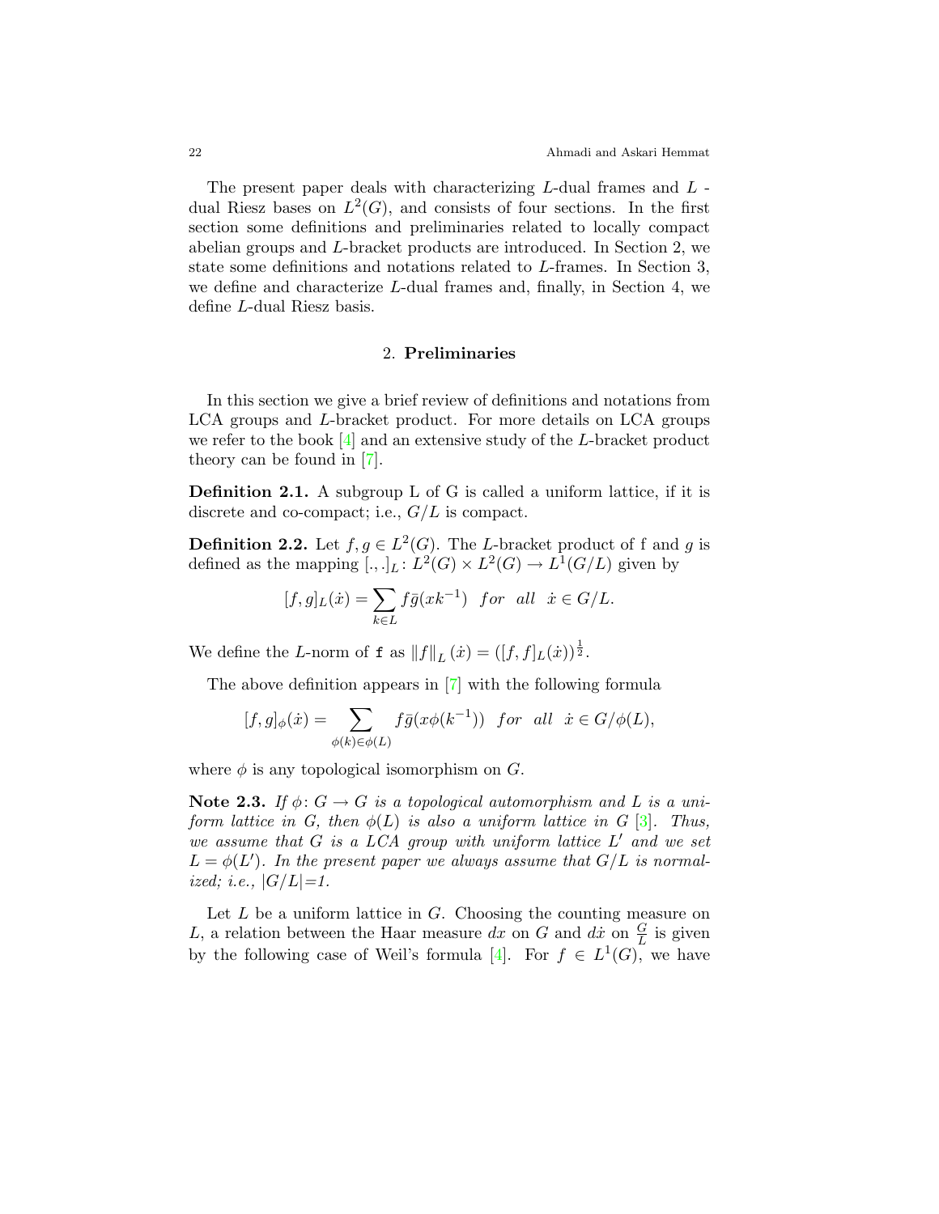The present paper deals with characterizing $L$-dual frames and $L$ - dual Riesz bases on $L^2(G)$, and consists of four sections. In the first section some definitions and preliminaries related to locally compact abelian groups and $L$-bracket products are introduced. In Section 2, we state some definitions and notations related to $L$-frames. In Section 3, we define and characterize $L$-dual frames and, finally, in Section 4, we define $L$-dual Riesz basis.

## 2. **Preliminaries**

In this section we give a brief review of definitions and notations from LCA groups and $L$-bracket product. For more details on LCA groups we refer to the book [4] and an extensive study of the $L$-bracket product theory can be found in [7].

**Definition 2.1.** A subgroup L of G is called a uniform lattice, if it is discrete and co-compact; i.e., $G/L$ is compact.

**Definition 2.2.** Let $f, g \in L^2(G)$. The $L$-bracket product of f and $g$ is defined as the mapping $[.,.]_L \colon L^2(G) \times L^2(G) \to L^1(G/L)$ given by

$$[f,g]_L(\dot{x}) = \sum_{k \in L} f\bar{g}(xk^{-1}) \quad for \quad all \quad \dot{x} \in G/L.$$

We define the $L$-norm of f as $\|f\|_L(\dot{x}) = ([f,f]_L(\dot{x}))^{\frac{1}{2}}$.

The above definition appears in [7] with the following formula

$$[f,g]_\phi(\dot{x}) = \sum_{\phi(k) \in \phi(L)} f\bar{g}(x\phi(k^{-1})) \quad for \quad all \quad \dot{x} \in G/\phi(L),$$

where $\phi$ is any topological isomorphism on $G$.

**Note 2.3.** *If $\phi \colon G \to G$ is a topological automorphism and $L$ is a uniform lattice in G, then $\phi(L)$ is also a uniform lattice in G [3]. Thus, we assume that $G$ is a LCA group with uniform lattice $L'$ and we set $L = \phi(L')$. In the present paper we always assume that $G/L$ is normalized; i.e., $|G/L|$=1.*

Let $L$ be a uniform lattice in $G$. Choosing the counting measure on $L$, a relation between the Haar measure $dx$ on $G$ and $d\dot{x}$ on $\frac{G}{L}$ is given by the following case of Weil's formula [4]. For $f \in L^1(G)$, we have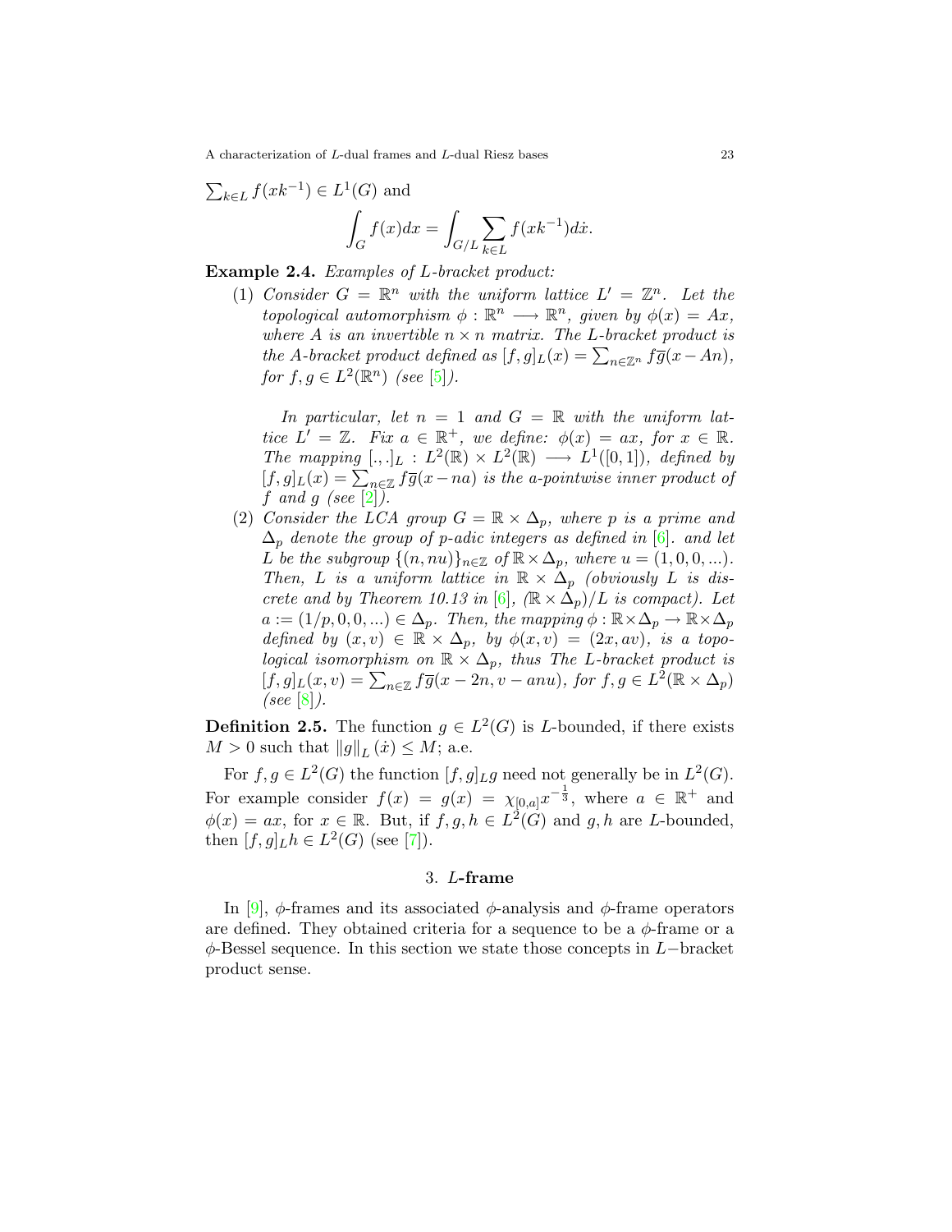$\sum_{k\in L} f(xk^{-1}) \in L^1(G)$ and

$$\int_G f(x)dx = \int_{G/L} \sum_{k\in L} f(xk^{-1})d\dot{x}.$$

**Example 2.4.** *Examples of $L$-bracket product:*

1. *Consider $G = \mathbb{R}^n$ with the uniform lattice $L' = \mathbb{Z}^n$. Let the topological automorphism $\phi : \mathbb{R}^n \longrightarrow \mathbb{R}^n$, given by $\phi(x) = Ax$, where $A$ is an invertible $n \times n$ matrix. The $L$-bracket product is the $A$-bracket product defined as $[f,g]_L(x) = \sum_{n\in\mathbb{Z}^n} f\overline{g}(x - An)$, for $f, g \in L^2(\mathbb{R}^n)$ (see [5]).*

   *In particular, let $n = 1$ and $G = \mathbb{R}$ with the uniform lattice $L' = \mathbb{Z}$. Fix $a \in \mathbb{R}^+$, we define: $\phi(x) = ax$, for $x \in \mathbb{R}$. The mapping $[.,.]_L : L^2(\mathbb{R}) \times L^2(\mathbb{R}) \longrightarrow L^1([0,1])$, defined by $[f,g]_L(x) = \sum_{n\in\mathbb{Z}} f\overline{g}(x - na)$ is the $a$-pointwise inner product of $f$ and $g$ (see [2]).*

2. *Consider the LCA group $G = \mathbb{R} \times \Delta_p$, where $p$ is a prime and $\Delta_p$ denote the group of $p$-adic integers as defined in [6]. and let $L$ be the subgroup $\{(n, nu)\}_{n\in\mathbb{Z}}$ of $\mathbb{R} \times \Delta_p$, where $u = (1, 0, 0, ...)$. Then, $L$ is a uniform lattice in $\mathbb{R} \times \Delta_p$ (obviously $L$ is discrete and by Theorem 10.13 in [6], $(\mathbb{R} \times \Delta_p)/L$ is compact). Let $a := (1/p, 0, 0, ...) \in \Delta_p$. Then, the mapping $\phi : \mathbb{R} \times \Delta_p \to \mathbb{R} \times \Delta_p$ defined by $(x, v) \in \mathbb{R} \times \Delta_p$, by $\phi(x, v) = (2x, av)$, is a topological isomorphism on $\mathbb{R} \times \Delta_p$, thus The $L$-bracket product is $[f,g]_L(x,v) = \sum_{n\in\mathbb{Z}} f\overline{g}(x - 2n, v - anu)$, for $f, g \in L^2(\mathbb{R} \times \Delta_p)$ (see [8]).*

**Definition 2.5.** The function $g \in L^2(G)$ is $L$-bounded, if there exists $M > 0$ such that $\|g\|_L(\dot{x}) \leq M$; a.e.

For $f, g \in L^2(G)$ the function $[f,g]_L g$ need not generally be in $L^2(G)$. For example consider $f(x) = g(x) = \chi_{[0,a]} x^{-\frac{1}{3}}$, where $a \in \mathbb{R}^+$ and $\phi(x) = ax$, for $x \in \mathbb{R}$. But, if $f, g, h \in L^2(G)$ and $g, h$ are $L$-bounded, then $[f,g]_L h \in L^2(G)$ (see [7]).

## 3. $L$-frame

In [9], $\phi$-frames and its associated $\phi$-analysis and $\phi$-frame operators are defined. They obtained criteria for a sequence to be a $\phi$-frame or a $\phi$-Bessel sequence. In this section we state those concepts in $L-$bracket product sense.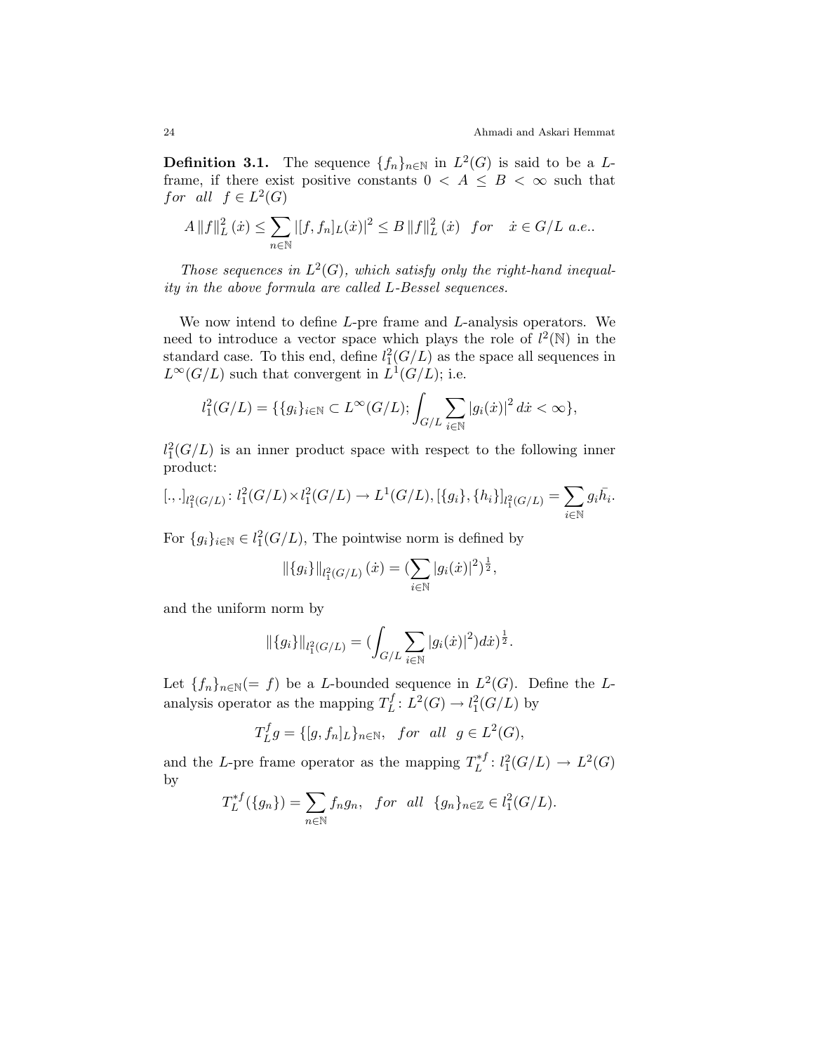**Definition 3.1.** The sequence $\{f_n\}_{n\in\mathbb{N}}$ in $L^2(G)$ is said to be a $L$-frame, if there exist positive constants $0 < A \leq B < \infty$ such that *for all* $f \in L^2(G)$

$$A\|f\|_L^2(\dot{x}) \leq \sum_{n\in\mathbb{N}} |[f, f_n]_L(\dot{x})|^2 \leq B\|f\|_L^2(\dot{x}) \quad for \quad \dot{x} \in G/L \ a.e..$$

*Those sequences in $L^2(G)$, which satisfy only the right-hand inequality in the above formula are called $L$-Bessel sequences.*

We now intend to define $L$-pre frame and $L$-analysis operators. We need to introduce a vector space which plays the role of $l^2(\mathbb{N})$ in the standard case. To this end, define $l_1^2(G/L)$ as the space all sequences in $L^\infty(G/L)$ such that convergent in $L^1(G/L)$; i.e.

$$l_1^2(G/L) = \{\{g_i\}_{i\in\mathbb{N}} \subset L^\infty(G/L); \int_{G/L} \sum_{i\in\mathbb{N}} |g_i(\dot{x})|^2 \, d\dot{x} < \infty\},$$

$l_1^2(G/L)$ is an inner product space with respect to the following inner product:

$$[.,.]_{l_1^2(G/L)} \colon l_1^2(G/L)\times l_1^2(G/L) \to L^1(G/L), [\{g_i\},\{h_i\}]_{l_1^2(G/L)} = \sum_{i\in\mathbb{N}} g_i\bar{h_i}.$$

For $\{g_i\}_{i\in\mathbb{N}} \in l_1^2(G/L)$, The pointwise norm is defined by

$$\|\{g_i\}\|_{l_1^2(G/L)}(\dot{x}) = (\sum_{i\in\mathbb{N}} |g_i(\dot{x})|^2)^{\frac{1}{2}},$$

and the uniform norm by

$$\|\{g_i\}\|_{l_1^2(G/L)} = (\int_{G/L} \sum_{i\in\mathbb{N}} |g_i(\dot{x})|^2) d\dot{x})^{\frac{1}{2}}.$$

Let $\{f_n\}_{n\in\mathbb{N}}(= f)$ be a $L$-bounded sequence in $L^2(G)$. Define the $L$-analysis operator as the mapping $T_L^f \colon L^2(G) \to l_1^2(G/L)$ by

$$T_L^f g = \{[g, f_n]_L\}_{n\in\mathbb{N}}, \quad for \quad all \quad g \in L^2(G),$$

and the $L$-pre frame operator as the mapping $T_L^{*f} \colon l_1^2(G/L) \to L^2(G)$ by

$$T_L^{*f}(\{g_n\}) = \sum_{n\in\mathbb{N}} f_n g_n, \quad for \quad all \quad \{g_n\}_{n\in\mathbb{Z}} \in l_1^2(G/L).$$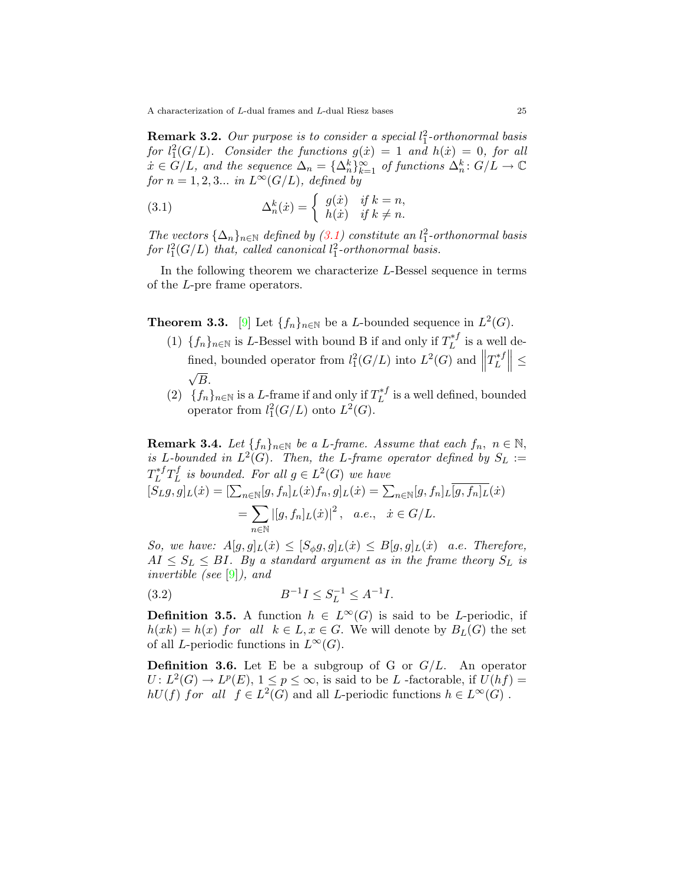**Remark 3.2.** *Our purpose is to consider a special $l^2_1$-orthonormal basis for $l^2_1(G/L)$. Consider the functions $g(\dot{x}) = 1$ and $h(\dot{x}) = 0$, for all $\dot{x} \in G/L$, and the sequence $\Delta_n = \{\Delta^k_n\}^{\infty}_{k=1}$ of functions $\Delta^k_n \colon G/L \to \mathbb{C}$ for $n = 1, 2, 3...$ in $L^{\infty}(G/L)$, defined by*

$$\Delta^k_n(\dot{x}) = \begin{cases} g(\dot{x}) & \text{if } k = n, \\ h(\dot{x}) & \text{if } k \neq n. \end{cases} \tag{3.1}$$

*The vectors $\{\Delta_n\}_{n\in\mathbb{N}}$ defined by (3.1) constitute an $l^2_1$-orthonormal basis for $l^2_1(G/L)$ that, called canonical $l^2_1$-orthonormal basis.*

In the following theorem we characterize $L$-Bessel sequence in terms of the $L$-pre frame operators.

**Theorem 3.3.** [9] Let $\{f_n\}_{n\in\mathbb{N}}$ be a $L$-bounded sequence in $L^2(G)$.

1. (1) $\{f_n\}_{n\in\mathbb{N}}$ is $L$-Bessel with bound B if and only if $T^{*f}_L$ is a well defined, bounded operator from $l^2_1(G/L)$ into $L^2(G)$ and $\left\| T^{*f}_L \right\| \leq \sqrt{B}$.
2. (2) $\{f_n\}_{n\in\mathbb{N}}$ is a $L$-frame if and only if $T^{*f}_L$ is a well defined, bounded operator from $l^2_1(G/L)$ onto $L^2(G)$.

**Remark 3.4.** *Let $\{f_n\}_{n\in\mathbb{N}}$ be a $L$-frame. Assume that each $f_n$, $n \in \mathbb{N}$, is $L$-bounded in $L^2(G)$. Then, the $L$-frame operator defined by $S_L := T^{*f}_L T^f_L$ is bounded. For all $g \in L^2(G)$ we have*

$$[S_L g, g]_L(\dot{x}) = [\textstyle\sum_{n\in\mathbb{N}}[g, f_n]_L(\dot{x}) f_n, g]_L(\dot{x}) = \sum_{n\in\mathbb{N}}[g, f_n]_L \overline{[g, f_n]_L}(\dot{x})$$

$$= \sum_{n\in\mathbb{N}} \left|[g, f_n]_L(\dot{x})\right|^2, \quad a.e., \quad \dot{x} \in G/L.$$

*So, we have: $A[g, g]_L(\dot{x}) \leq [S_{\phi} g, g]_L(\dot{x}) \leq B[g, g]_L(\dot{x})$ a.e. Therefore, $AI \leq S_L \leq BI$. By a standard argument as in the frame theory $S_L$ is invertible (see [9]), and*

$$B^{-1} I \leq S^{-1}_L \leq A^{-1} I. \tag{3.2}$$

**Definition 3.5.** A function $h \in L^{\infty}(G)$ is said to be $L$-periodic, if $h(xk) = h(x)$ *for all* $k \in L, x \in G$. We will denote by $B_L(G)$ the set of all $L$-periodic functions in $L^{\infty}(G)$.

**Definition 3.6.** Let E be a subgroup of G or $G/L$. An operator $U \colon L^2(G) \to L^p(E)$, $1 \leq p \leq \infty$, is said to be $L$ -factorable, if $U(hf) = hU(f)$ *for all* $f \in L^2(G)$ and all $L$-periodic functions $h \in L^{\infty}(G)$ .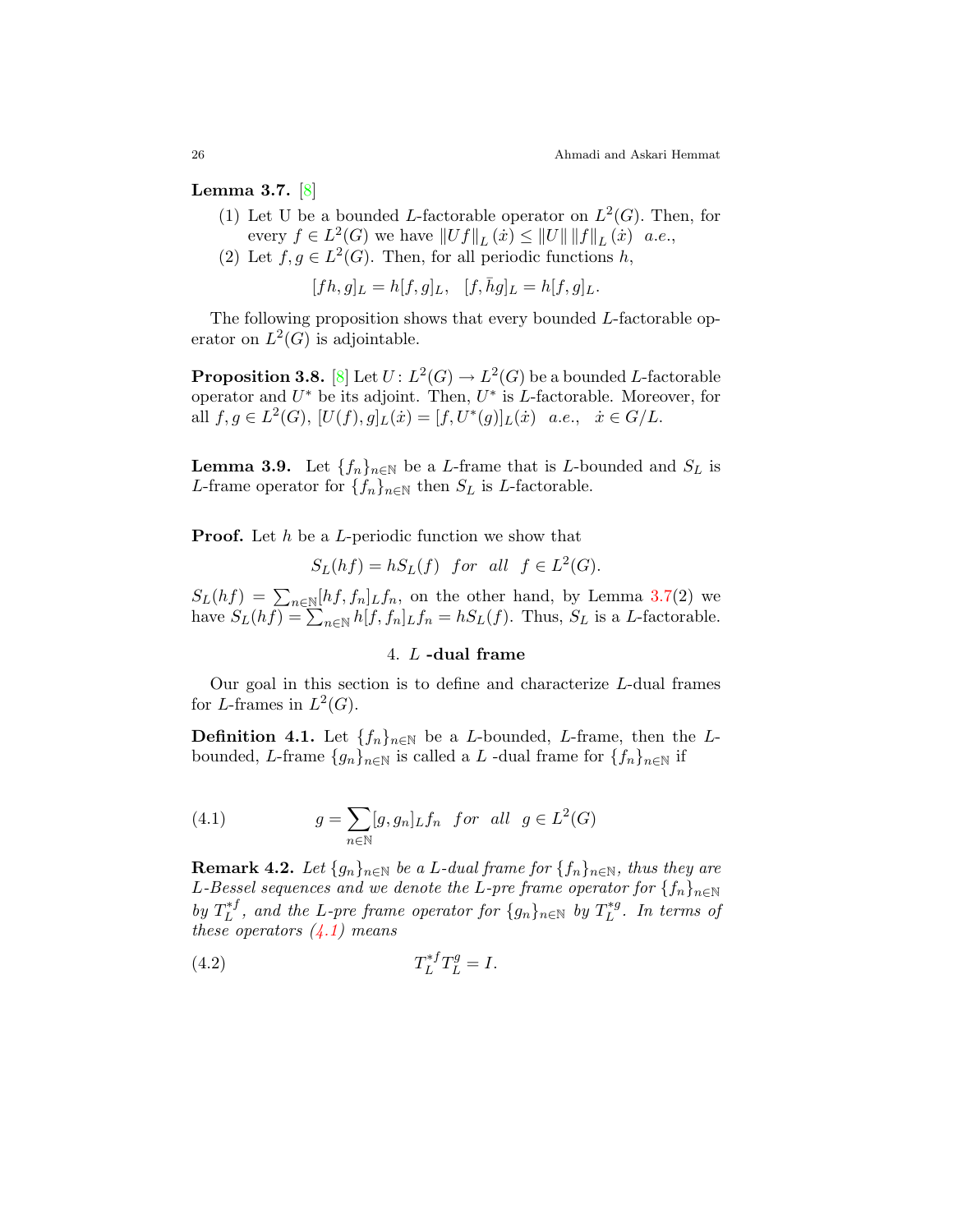**Lemma 3.7.** [8]

1. Let U be a bounded $L$-factorable operator on $L^2(G)$. Then, for every $f \in L^2(G)$ we have $\|Uf\|_L(\dot{x}) \leq \|U\| \, \|f\|_L(\dot{x})$ *a.e.*,
2. Let $f, g \in L^2(G)$. Then, for all periodic functions $h$,

$$[fh, g]_L = h[f,g]_L, \quad [f, \bar{h}g]_L = h[f,g]_L.$$

The following proposition shows that every bounded $L$-factorable operator on $L^2(G)$ is adjointable.

**Proposition 3.8.** [8] Let $U : L^2(G) \to L^2(G)$ be a bounded $L$-factorable operator and $U^*$ be its adjoint. Then, $U^*$ is $L$-factorable. Moreover, for all $f, g \in L^2(G)$, $[U(f), g]_L(\dot{x}) = [f, U^*(g)]_L(\dot{x})$ *a.e.*, $\dot{x} \in G/L$.

**Lemma 3.9.** Let $\{f_n\}_{n\in\mathbb{N}}$ be a $L$-frame that is $L$-bounded and $S_L$ is $L$-frame operator for $\{f_n\}_{n\in\mathbb{N}}$ then $S_L$ is $L$-factorable.

**Proof.** Let $h$ be a $L$-periodic function we show that

$$S_L(hf) = hS_L(f) \quad for \quad all \quad f \in L^2(G).$$

$S_L(hf) = \sum_{n\in\mathbb{N}}[hf, f_n]_L f_n$, on the other hand, by Lemma 3.7(2) we have $S_L(hf) = \sum_{n\in\mathbb{N}} h[f, f_n]_L f_n = hS_L(f)$. Thus, $S_L$ is a $L$-factorable.

## 4. $L$ -dual frame

Our goal in this section is to define and characterize $L$-dual frames for $L$-frames in $L^2(G)$.

**Definition 4.1.** Let $\{f_n\}_{n\in\mathbb{N}}$ be a $L$-bounded, $L$-frame, then the $L$-bounded, $L$-frame $\{g_n\}_{n\in\mathbb{N}}$ is called a $L$ -dual frame for $\{f_n\}_{n\in\mathbb{N}}$ if

$$g = \sum_{n\in\mathbb{N}}[g, g_n]_L f_n \quad for \quad all \quad g \in L^2(G) \tag{4.1}$$

**Remark 4.2.** *Let $\{g_n\}_{n\in\mathbb{N}}$ be a $L$-dual frame for $\{f_n\}_{n\in\mathbb{N}}$, thus they are $L$-Bessel sequences and we denote the $L$-pre frame operator for $\{f_n\}_{n\in\mathbb{N}}$ by $T_L^{*f}$, and the $L$-pre frame operator for $\{g_n\}_{n\in\mathbb{N}}$ by $T_L^{*g}$. In terms of these operators (4.1) means*

$$T_L^{*f} T_L^{g} = I. \tag{4.2}$$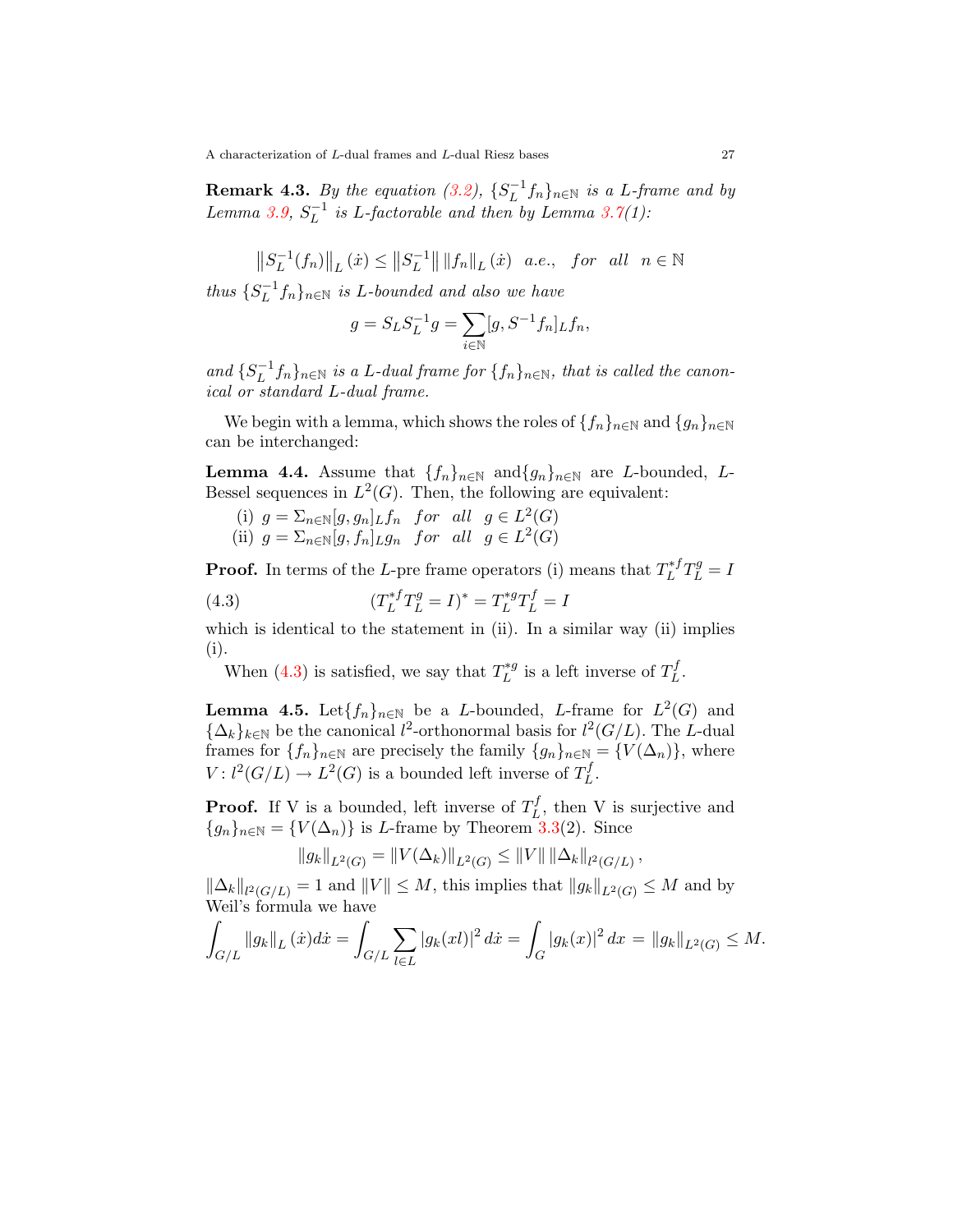**Remark 4.3.** *By the equation (3.2), $\{S_L^{-1} f_n\}_{n\in\mathbb{N}}$ is a L-frame and by Lemma 3.9, $S_L^{-1}$ is L-factorable and then by Lemma 3.7(1):*

$$\left\|S_L^{-1}(f_n)\right\|_L(\dot{x}) \leq \left\|S_L^{-1}\right\| \|f_n\|_L(\dot{x}) \quad a.e., \quad for \quad all \quad n \in \mathbb{N}$$

*thus $\{S_L^{-1} f_n\}_{n\in\mathbb{N}}$ is L-bounded and also we have*

$$g = S_L S_L^{-1} g = \sum_{i\in\mathbb{N}} [g, S^{-1} f_n]_L f_n,$$

*and $\{S_L^{-1} f_n\}_{n\in\mathbb{N}}$ is a L-dual frame for $\{f_n\}_{n\in\mathbb{N}}$, that is called the canonical or standard L-dual frame.*

We begin with a lemma, which shows the roles of $\{f_n\}_{n\in\mathbb{N}}$ and $\{g_n\}_{n\in\mathbb{N}}$ can be interchanged:

**Lemma 4.4.** Assume that $\{f_n\}_{n\in\mathbb{N}}$ and$\{g_n\}_{n\in\mathbb{N}}$ are $L$-bounded, $L$-Bessel sequences in $L^2(G)$. Then, the following are equivalent:

(i) $g = \Sigma_{n\in\mathbb{N}} [g, g_n]_L f_n$ *for all* $g \in L^2(G)$

(ii) $g = \Sigma_{n\in\mathbb{N}} [g, f_n]_L g_n$ *for all* $g \in L^2(G)$

**Proof.** In terms of the $L$-pre frame operators (i) means that $T_L^{*f} T_L^g = I$

$$(T_L^{*f} T_L^g = I)^* = T_L^{*g} T_L^f = I \tag{4.3}$$

which is identical to the statement in (ii). In a similar way (ii) implies (i).

When (4.3) is satisfied, we say that $T_L^{*g}$ is a left inverse of $T_L^f$.

**Lemma 4.5.** Let$\{f_n\}_{n\in\mathbb{N}}$ be a $L$-bounded, $L$-frame for $L^2(G)$ and $\{\Delta_k\}_{k\in\mathbb{N}}$ be the canonical $l^2$-orthonormal basis for $l^2(G/L)$. The $L$-dual frames for $\{f_n\}_{n\in\mathbb{N}}$ are precisely the family $\{g_n\}_{n\in\mathbb{N}} = \{V(\Delta_n)\}$, where $V : l^2(G/L) \to L^2(G)$ is a bounded left inverse of $T_L^f$.

**Proof.** If V is a bounded, left inverse of $T_L^f$, then V is surjective and $\{g_n\}_{n\in\mathbb{N}} = \{V(\Delta_n)\}$ is $L$-frame by Theorem 3.3(2). Since

$$\|g_k\|_{L^2(G)} = \|V(\Delta_k)\|_{L^2(G)} \leq \|V\| \|\Delta_k\|_{l^2(G/L)},$$

$\|\Delta_k\|_{l^2(G/L)} = 1$ and $\|V\| \leq M$, this implies that $\|g_k\|_{L^2(G)} \leq M$ and by Weil's formula we have

$$\int_{G/L} \|g_k\|_L(\dot{x}) d\dot{x} = \int_{G/L} \sum_{l\in L} |g_k(xl)|^2 \, d\dot{x} = \int_G |g_k(x)|^2 \, dx = \|g_k\|_{L^2(G)} \leq M.$$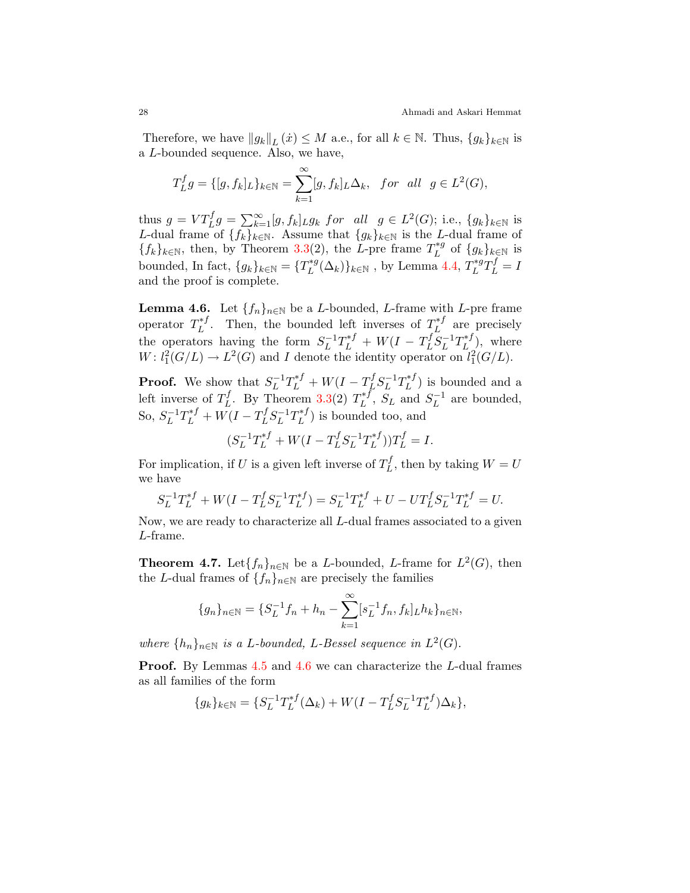Therefore, we have $\|g_k\|_L(\dot{x}) \leq M$ a.e., for all $k \in \mathbb{N}$. Thus, $\{g_k\}_{k\in\mathbb{N}}$ is a $L$-bounded sequence. Also, we have,

$$T_L^f g = \{[g, f_k]_L\}_{k\in\mathbb{N}} = \sum_{k=1}^{\infty}[g, f_k]_L \Delta_k, \quad for \quad all \quad g \in L^2(G),$$

thus $g = VT_L^f g = \sum_{k=1}^{\infty}[g, f_k]_L g_k$ *for all* $g \in L^2(G)$; i.e., $\{g_k\}_{k\in\mathbb{N}}$ is $L$-dual frame of $\{f_k\}_{k\in\mathbb{N}}$. Assume that $\{g_k\}_{k\in\mathbb{N}}$ is the $L$-dual frame of $\{f_k\}_{k\in\mathbb{N}}$, then, by Theorem 3.3(2), the $L$-pre frame $T_L^{*g}$ of $\{g_k\}_{k\in\mathbb{N}}$ is bounded, In fact, $\{g_k\}_{k\in\mathbb{N}} = \{T_L^{*g}(\Delta_k)\}_{k\in\mathbb{N}}$ , by Lemma 4.4, $T_L^{*g}T_L^f = I$ and the proof is complete.

**Lemma 4.6.** Let $\{f_n\}_{n\in\mathbb{N}}$ be a $L$-bounded, $L$-frame with $L$-pre frame operator $T_L^{*f}$. Then, the bounded left inverses of $T_L^{*f}$ are precisely the operators having the form $S_L^{-1}T_L^{*f} + W(I - T_L^f S_L^{-1}T_L^{*f})$, where $W : l_1^2(G/L) \to L^2(G)$ and $I$ denote the identity operator on $l_1^2(G/L)$.

**Proof.** We show that $S_L^{-1}T_L^{*f} + W(I - T_L^f S_L^{-1}T_L^{*f})$ is bounded and a left inverse of $T_L^f$. By Theorem 3.3(2) $T_L^{*f}$, $S_L$ and $S_L^{-1}$ are bounded, So, $S_L^{-1}T_L^{*f} + W(I - T_L^f S_L^{-1}T_L^{*f})$ is bounded too, and

$$(S_L^{-1}T_L^{*f} + W(I - T_L^f S_L^{-1}T_L^{*f}))T_L^f = I.$$

For implication, if $U$ is a given left inverse of $T_L^f$, then by taking $W = U$ we have

$$S_L^{-1}T_L^{*f} + W(I - T_L^f S_L^{-1}T_L^{*f}) = S_L^{-1}T_L^{*f} + U - UT_L^f S_L^{-1}T_L^{*f} = U.$$

Now, we are ready to characterize all $L$-dual frames associated to a given $L$-frame.

**Theorem 4.7.** Let$\{f_n\}_{n\in\mathbb{N}}$ be a $L$-bounded, $L$-frame for $L^2(G)$, then the $L$-dual frames of $\{f_n\}_{n\in\mathbb{N}}$ are precisely the families

$$\{g_n\}_{n\in\mathbb{N}} = \{S_L^{-1}f_n + h_n - \sum_{k=1}^{\infty}[s_L^{-1}f_n, f_k]_L h_k\}_{n\in\mathbb{N}},$$

*where* $\{h_n\}_{n\in\mathbb{N}}$ *is a L-bounded, L-Bessel sequence in* $L^2(G)$.

**Proof.** By Lemmas 4.5 and 4.6 we can characterize the $L$-dual frames as all families of the form

$$\{g_k\}_{k\in\mathbb{N}} = \{S_L^{-1}T_L^{*f}(\Delta_k) + W(I - T_L^f S_L^{-1}T_L^{*f})\Delta_k\},$$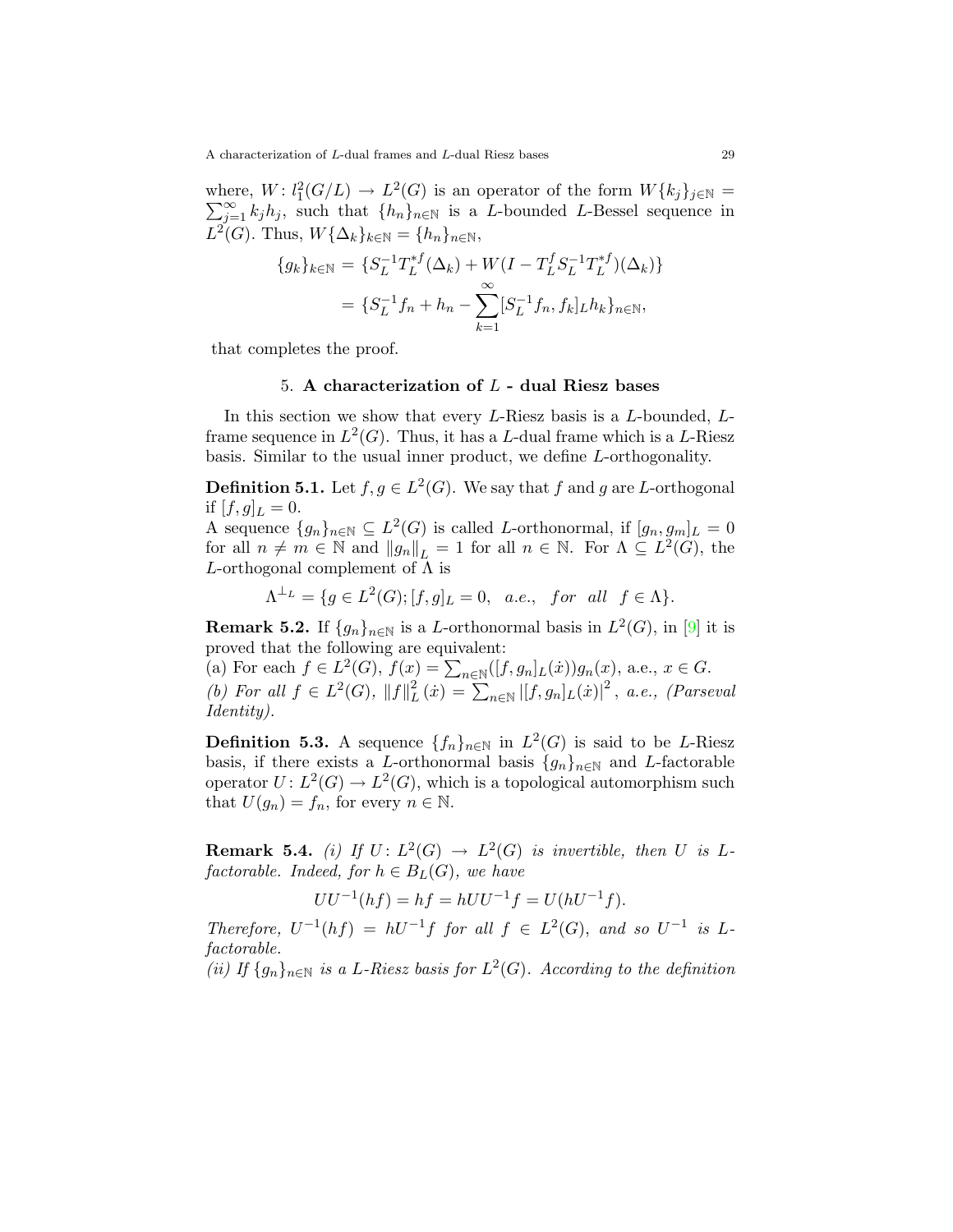where, $W\colon l_1^2(G/L) \to L^2(G)$ is an operator of the form $W\{k_j\}_{j\in\mathbb{N}} = \sum_{j=1}^{\infty} k_j h_j$, such that $\{h_n\}_{n\in\mathbb{N}}$ is a $L$-bounded $L$-Bessel sequence in $L^2(G)$. Thus, $W\{\Delta_k\}_{k\in\mathbb{N}} = \{h_n\}_{n\in\mathbb{N}}$,

$$
\begin{aligned}
\{g_k\}_{k\in\mathbb{N}} &= \{S_L^{-1}T_L^{*f}(\Delta_k) + W(I - T_L^f S_L^{-1} T_L^{*f})(\Delta_k)\} \\
&= \{S_L^{-1} f_n + h_n - \sum_{k=1}^{\infty} [S_L^{-1} f_n, f_k]_L h_k\}_{n\in\mathbb{N}},
\end{aligned}
$$

that completes the proof.

## 5. A characterization of $L$ - dual Riesz bases

In this section we show that every $L$-Riesz basis is a $L$-bounded, $L$-frame sequence in $L^2(G)$. Thus, it has a $L$-dual frame which is a $L$-Riesz basis. Similar to the usual inner product, we define $L$-orthogonality.

**Definition 5.1.** Let $f, g \in L^2(G)$. We say that $f$ and $g$ are $L$-orthogonal if $[f,g]_L = 0$.
A sequence $\{g_n\}_{n\in\mathbb{N}} \subseteq L^2(G)$ is called $L$-orthonormal, if $[g_n, g_m]_L = 0$ for all $n \neq m \in \mathbb{N}$ and $\|g_n\|_L = 1$ for all $n \in \mathbb{N}$. For $\Lambda \subseteq L^2(G)$, the $L$-orthogonal complement of $\Lambda$ is

$$
\Lambda^{\perp_L} = \{g \in L^2(G); [f,g]_L = 0, \ \ a.e., \ \ for \ \ all \ \ f \in \Lambda\}.
$$

**Remark 5.2.** If $\{g_n\}_{n\in\mathbb{N}}$ is a $L$-orthonormal basis in $L^2(G)$, in [9] it is proved that the following are equivalent:
(a) For each $f \in L^2(G)$, $f(x) = \sum_{n\in\mathbb{N}} ([f, g_n]_L(\dot{x})) g_n(x)$, a.e., $x \in G$.
*(b) For all $f \in L^2(G)$, $\|f\|_L^2(\dot{x}) = \sum_{n\in\mathbb{N}} |[f, g_n]_L(\dot{x})|^2$, a.e., (Parseval Identity).*

**Definition 5.3.** A sequence $\{f_n\}_{n\in\mathbb{N}}$ in $L^2(G)$ is said to be $L$-Riesz basis, if there exists a $L$-orthonormal basis $\{g_n\}_{n\in\mathbb{N}}$ and $L$-factorable operator $U\colon L^2(G) \to L^2(G)$, which is a topological automorphism such that $U(g_n) = f_n$, for every $n \in \mathbb{N}$.

**Remark 5.4.** *(i) If $U\colon L^2(G) \to L^2(G)$ is invertible, then $U$ is $L$-factorable. Indeed, for $h \in B_L(G)$, we have*

$$
UU^{-1}(hf) = hf = hUU^{-1}f = U(hU^{-1}f).
$$

*Therefore, $U^{-1}(hf) = hU^{-1}f$ for all $f \in L^2(G)$, and so $U^{-1}$ is $L$-factorable.*
*(ii) If $\{g_n\}_{n\in\mathbb{N}}$ is a $L$-Riesz basis for $L^2(G)$. According to the definition*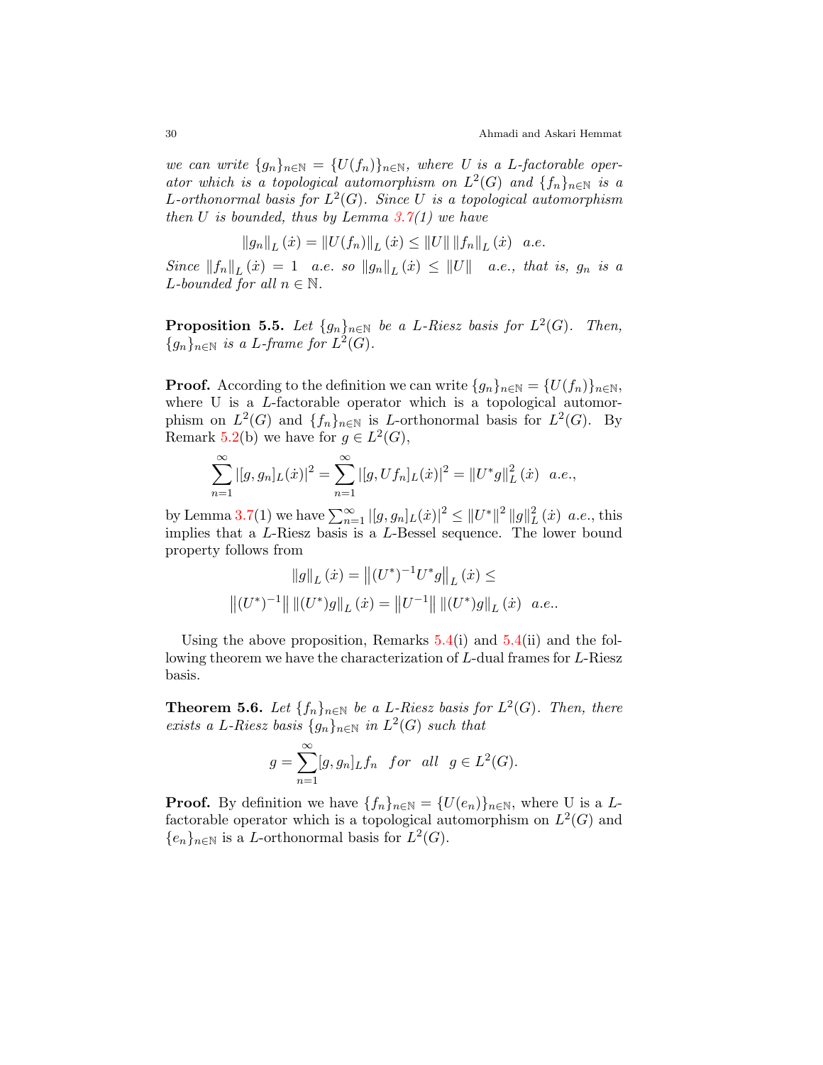*we can write $\{g_n\}_{n\in\mathbb{N}} = \{U(f_n)\}_{n\in\mathbb{N}}$, where $U$ is a $L$-factorable operator which is a topological automorphism on $L^2(G)$ and $\{f_n\}_{n\in\mathbb{N}}$ is a $L$-orthonormal basis for $L^2(G)$. Since $U$ is a topological automorphism then $U$ is bounded, thus by Lemma 3.7(1) we have*

$$\|g_n\|_L(\dot{x}) = \|U(f_n)\|_L(\dot{x}) \leq \|U\|\,\|f_n\|_L(\dot{x}) \quad a.e.$$

*Since $\|f_n\|_L(\dot{x}) = 1$ a.e. so $\|g_n\|_L(\dot{x}) \leq \|U\|$ a.e., that is, $g_n$ is a $L$-bounded for all $n \in \mathbb{N}$.*

**Proposition 5.5.** *Let $\{g_n\}_{n\in\mathbb{N}}$ be a $L$-Riesz basis for $L^2(G)$. Then, $\{g_n\}_{n\in\mathbb{N}}$ is a $L$-frame for $L^2(G)$.*

**Proof.** According to the definition we can write $\{g_n\}_{n\in\mathbb{N}} = \{U(f_n)\}_{n\in\mathbb{N}}$, where U is a $L$-factorable operator which is a topological automorphism on $L^2(G)$ and $\{f_n\}_{n\in\mathbb{N}}$ is $L$-orthonormal basis for $L^2(G)$. By Remark 5.2(b) we have for $g \in L^2(G)$,

$$\sum_{n=1}^{\infty} |[g, g_n]_L(\dot{x})|^2 = \sum_{n=1}^{\infty} |[g, Uf_n]_L(\dot{x})|^2 = \|U^*g\|_L^2(\dot{x}) \ \ a.e.,$$

by Lemma 3.7(1) we have $\sum_{n=1}^{\infty} |[g, g_n]_L(\dot{x})|^2 \leq \|U^*\|^2 \|g\|_L^2(\dot{x})$ *a.e.*, this implies that a $L$-Riesz basis is a $L$-Bessel sequence. The lower bound property follows from

$$\|g\|_L(\dot{x}) = \left\|(U^*)^{-1}U^*g\right\|_L(\dot{x}) \leq$$
$$\left\|(U^*)^{-1}\right\| \|(U^*)g\|_L(\dot{x}) = \left\|U^{-1}\right\| \|(U^*)g\|_L(\dot{x}) \ \ a.e..$$

Using the above proposition, Remarks 5.4(i) and 5.4(ii) and the following theorem we have the characterization of $L$-dual frames for $L$-Riesz basis.

**Theorem 5.6.** *Let $\{f_n\}_{n\in\mathbb{N}}$ be a $L$-Riesz basis for $L^2(G)$. Then, there exists a $L$-Riesz basis $\{g_n\}_{n\in\mathbb{N}}$ in $L^2(G)$ such that*

$$g = \sum_{n=1}^{\infty} [g, g_n]_L f_n \quad for \quad all \quad g \in L^2(G).$$

**Proof.** By definition we have $\{f_n\}_{n\in\mathbb{N}} = \{U(e_n)\}_{n\in\mathbb{N}}$, where U is a $L$-factorable operator which is a topological automorphism on $L^2(G)$ and $\{e_n\}_{n\in\mathbb{N}}$ is a $L$-orthonormal basis for $L^2(G)$.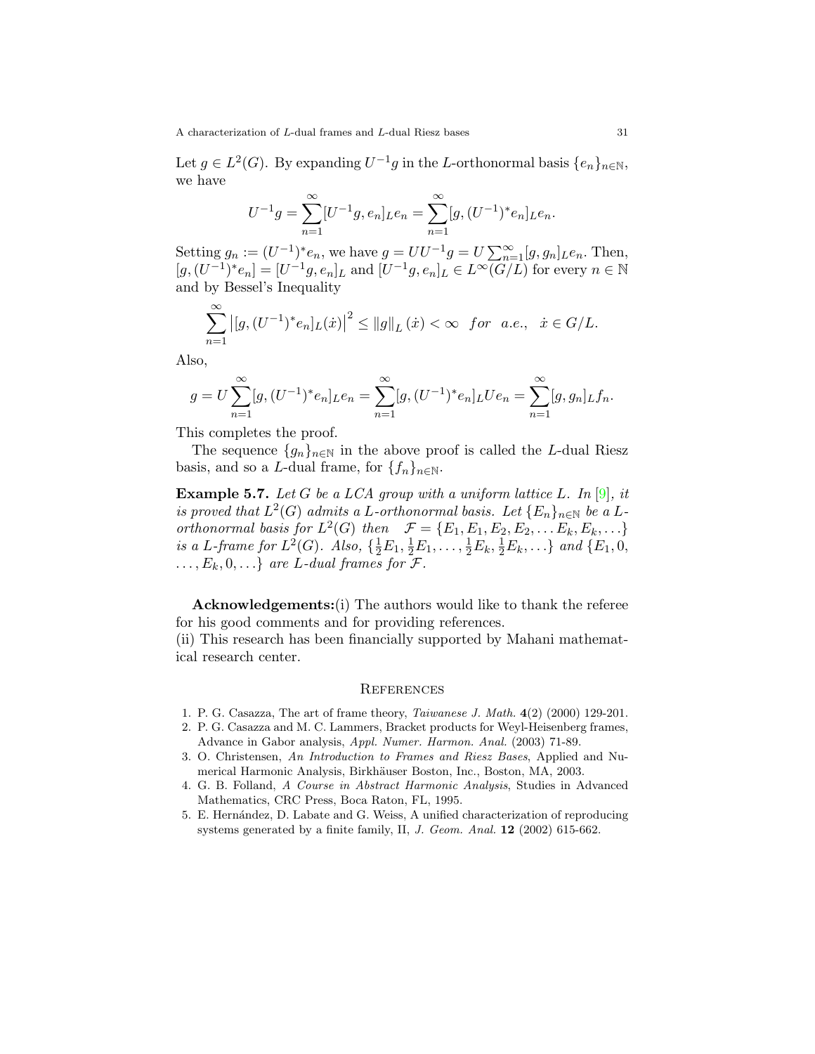Let $g \in L^2(G)$. By expanding $U^{-1}g$ in the $L$-orthonormal basis $\{e_n\}_{n\in\mathbb{N}}$, we have

$$U^{-1}g = \sum_{n=1}^{\infty} [U^{-1}g, e_n]_L e_n = \sum_{n=1}^{\infty} [g, (U^{-1})^* e_n]_L e_n.$$

Setting $g_n := (U^{-1})^* e_n$, we have $g = UU^{-1}g = U\sum_{n=1}^{\infty}[g, g_n]_L e_n$. Then, $[g, (U^{-1})^* e_n] = [U^{-1}g, e_n]_L$ and $[U^{-1}g, e_n]_L \in L^\infty(G/L)$ for every $n \in \mathbb{N}$ and by Bessel's Inequality

$$\sum_{n=1}^{\infty} \left|[g, (U^{-1})^* e_n]_L(\dot{x})\right|^2 \leq \|g\|_L(\dot{x}) < \infty \quad for \quad a.e., \quad \dot{x} \in G/L.$$

Also,

$$g = U\sum_{n=1}^{\infty}[g, (U^{-1})^* e_n]_L e_n = \sum_{n=1}^{\infty}[g, (U^{-1})^* e_n]_L U e_n = \sum_{n=1}^{\infty}[g, g_n]_L f_n.$$

This completes the proof.

The sequence $\{g_n\}_{n\in\mathbb{N}}$ in the above proof is called the $L$-dual Riesz basis, and so a $L$-dual frame, for $\{f_n\}_{n\in\mathbb{N}}$.

**Example 5.7.** *Let $G$ be a LCA group with a uniform lattice $L$. In [9], it is proved that $L^2(G)$ admits a $L$-orthonormal basis. Let $\{E_n\}_{n\in\mathbb{N}}$ be a $L$-orthonormal basis for $L^2(G)$ then* $\mathcal{F} = \{E_1, E_1, E_2, E_2, \ldots E_k, E_k, \ldots\}$ *is a $L$-frame for $L^2(G)$. Also,* $\{\frac{1}{2}E_1, \frac{1}{2}E_1, \ldots, \frac{1}{2}E_k, \frac{1}{2}E_k, \ldots\}$ *and* $\{E_1, 0, \ldots, E_k, 0, \ldots\}$ *are $L$-dual frames for $\mathcal{F}$.*

**Acknowledgements:**(i) The authors would like to thank the referee for his good comments and for providing references.
(ii) This research has been financially supported by Mahani mathematical research center.

## References

1. P. G. Casazza, The art of frame theory, *Taiwanese J. Math.* **4**(2) (2000) 129-201.
2. P. G. Casazza and M. C. Lammers, Bracket products for Weyl-Heisenberg frames, Advance in Gabor analysis, *Appl. Numer. Harmon. Anal.* (2003) 71-89.
3. O. Christensen, *An Introduction to Frames and Riesz Bases*, Applied and Numerical Harmonic Analysis, Birkhäuser Boston, Inc., Boston, MA, 2003.
4. G. B. Folland, *A Course in Abstract Harmonic Analysis*, Studies in Advanced Mathematics, CRC Press, Boca Raton, FL, 1995.
5. E. Hernández, D. Labate and G. Weiss, A unified characterization of reproducing systems generated by a finite family, II, *J. Geom. Anal.* **12** (2002) 615-662.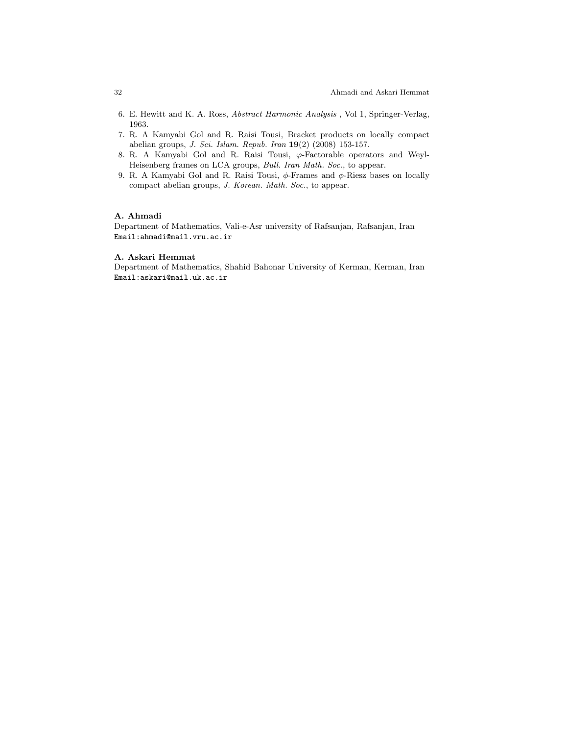6. E. Hewitt and K. A. Ross, *Abstract Harmonic Analysis* , Vol 1, Springer-Verlag, 1963.
7. R. A Kamyabi Gol and R. Raisi Tousi, Bracket products on locally compact abelian groups, *J. Sci. Islam. Repub. Iran* **19**(2) (2008) 153-157.
8. R. A Kamyabi Gol and R. Raisi Tousi, $\varphi$-Factorable operators and Weyl-Heisenberg frames on LCA groups, *Bull. Iran Math. Soc.*, to appear.
9. R. A Kamyabi Gol and R. Raisi Tousi, $\phi$-Frames and $\phi$-Riesz bases on locally compact abelian groups, *J. Korean. Math. Soc.*, to appear.

**A. Ahmadi**
Department of Mathematics, Vali-e-Asr university of Rafsanjan, Rafsanjan, Iran
Email:ahmadi@mail.vru.ac.ir

**A. Askari Hemmat**
Department of Mathematics, Shahid Bahonar University of Kerman, Kerman, Iran
Email:askari@mail.uk.ac.ir